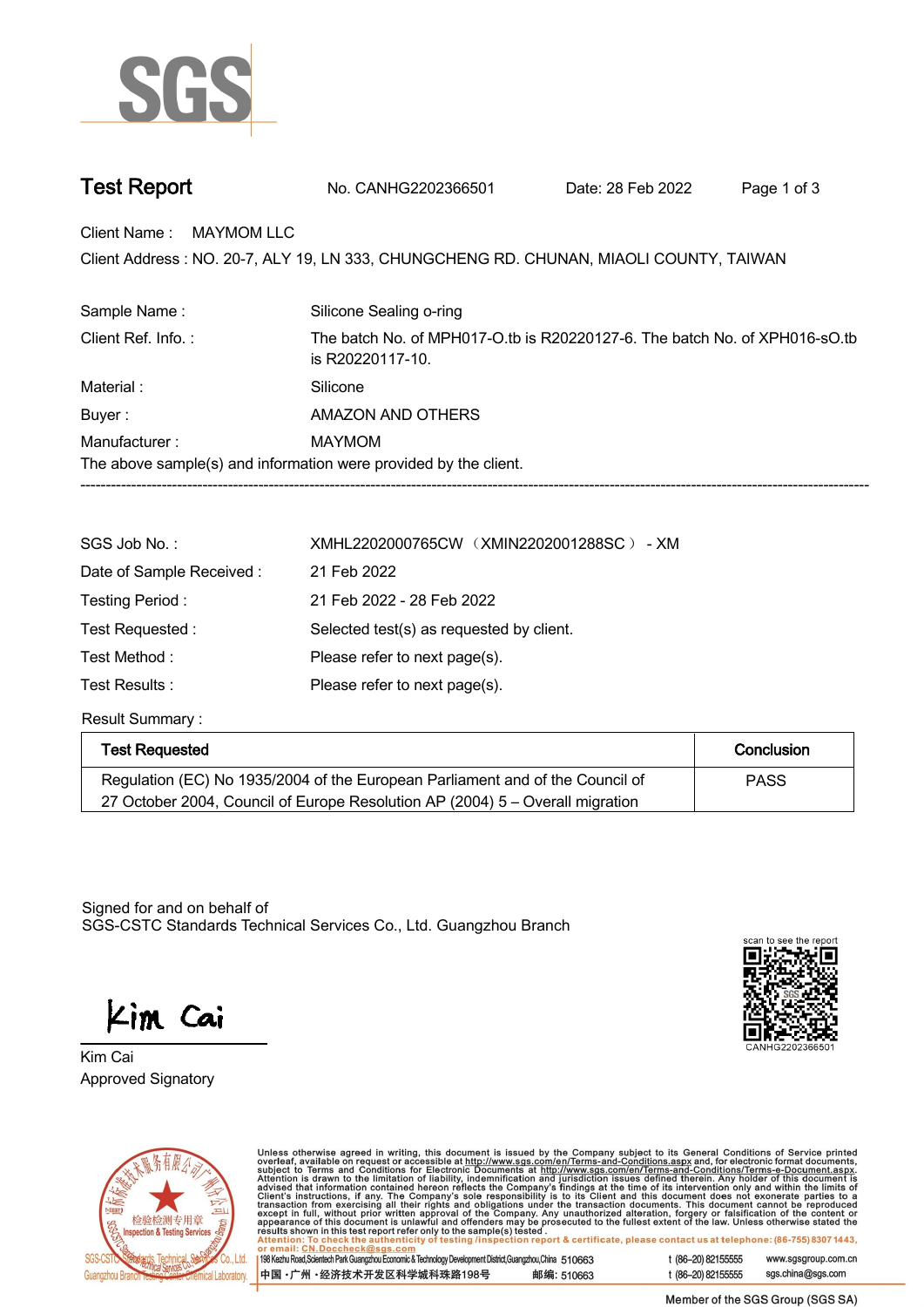# Test Report

No. CANHG2202366501 Date: 28 Feb 2022

Client Name : MAYMOM LLC

Client Address : NO. 20-7, ALY 19, LN 333, CHUNGCHENG RD. CHUNAN, MIAOLI COUNTY, TAIWAN

| | |
|---|---|
| Sample Name : | Silicone Sealing o-ring |
| Client Ref. Info. : | The batch No. of MPH017-O.tb is R20220127-6. The batch No. of XPH016-sO.tb is R20220117-10. |
| Material : | Silicone |
| Buyer : | AMAZON AND OTHERS |
| Manufacturer : | MAYMOM |

The above sample(s) and information were provided by the client.

---

| | |
|---|---|
| SGS Job No. : | XMHL2202000765CW（XMIN2202001288SC） - XM |
| Date of Sample Received : | 21 Feb 2022 |
| Testing Period : | 21 Feb 2022 - 28 Feb 2022 |
| Test Requested : | Selected test(s) as requested by client. |
| Test Method : | Please refer to next page(s). |
| Test Results : | Please refer to next page(s). |

Result Summary :

| Test Requested | Conclusion |
|---|---|
| Regulation (EC) No 1935/2004 of the European Parliament and of the Council of 27 October 2004, Council of Europe Resolution AP (2004) 5 – Overall migration | PASS |

Signed for and on behalf of
SGS-CSTC Standards Technical Services Co., Ltd. Guangzhou Branch

Kim Cai
Approved Signatory

scan to see the report
CANHG2202366501

Unless otherwise agreed in writing, this document is issued by the Company subject to its General Conditions of Service printed overleaf, available on request or accessible at http://www.sgs.com/en/Terms-and-Conditions.aspx and, for electronic format documents, subject to Terms and Conditions for Electronic Documents at http://www.sgs.com/en/Terms-and-Conditions/Terms-e-Document.aspx. Attention is drawn to the limitation of liability, indemnification and jurisdiction issues defined therein. Any holder of this document is advised that information contained hereon reflects the Company's findings at the time of its intervention only and within the limits of Client's instructions, if any. The Company's sole responsibility is to its Client and this document does not exonerate parties to a transaction from exercising all their rights and obligations under the transaction documents. This document cannot be reproduced except in full, without prior written approval of the Company. Any unauthorized alteration, forgery or falsification of the content or appearance of this document is unlawful and offenders may be prosecuted to the fullest extent of the law. Unless otherwise stated the results shown in this test report refer only to the sample(s) tested.

Attention: To check the authenticity of testing /inspection report & certificate, please contact us at telephone: (86-755) 8307 1443, or email: CN.Doccheck@sgs.com

198 Kezhu Road,Scientech Park Guangzhou Economic & Technology Development District,Guangzhou,China 510663 t (86-20) 82155555 www.sgsgroup.com.cn

中国·广州·经济技术开发区科学城科珠路198号 邮编: 510663 t (86-20) 82155555 sgs.china@sgs.com

Member of the SGS Group (SGS SA)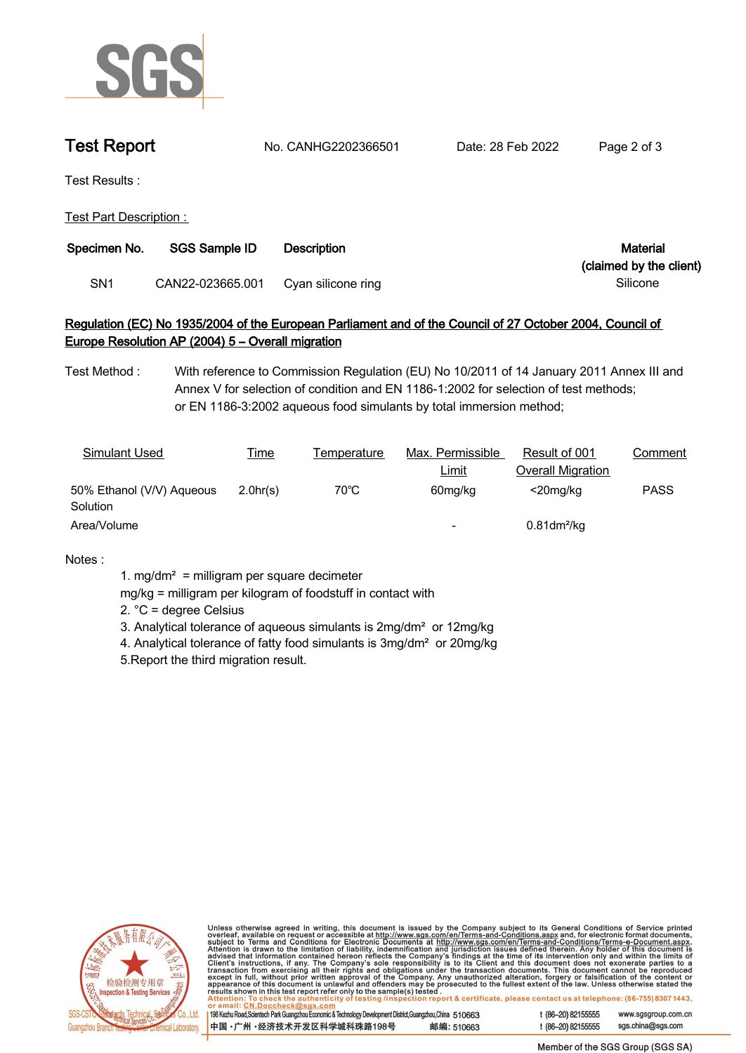# Test Report

No. CANHG2202366501 Date: 28 Feb 2022

Test Results :

Test Part Description :

| Specimen No. | SGS Sample ID | Description | Material (claimed by the client) |
|---|---|---|---|
| SN1 | CAN22-023665.001 | Cyan silicone ring | Silicone |

**Regulation (EC) No 1935/2004 of the European Parliament and of the Council of 27 October 2004, Council of Europe Resolution AP (2004) 5 – Overall migration**

Test Method : With reference to Commission Regulation (EU) No 10/2011 of 14 January 2011 Annex III and Annex V for selection of condition and EN 1186-1:2002 for selection of test methods; or EN 1186-3:2002 aqueous food simulants by total immersion method;

| Simulant Used | Time | Temperature | Max. Permissible Limit | Result of 001 Overall Migration | Comment |
|---|---|---|---|---|---|
| 50% Ethanol (V/V) Aqueous Solution | 2.0hr(s) | 70°C | 60mg/kg | <20mg/kg | PASS |
| Area/Volume | | | - | 0.81dm²/kg | |

Notes :

1. mg/dm² = milligram per square decimeter
   mg/kg = milligram per kilogram of foodstuff in contact with
2. °C = degree Celsius
3. Analytical tolerance of aqueous simulants is 2mg/dm² or 12mg/kg
4. Analytical tolerance of fatty food simulants is 3mg/dm² or 20mg/kg

5.Report the third migration result.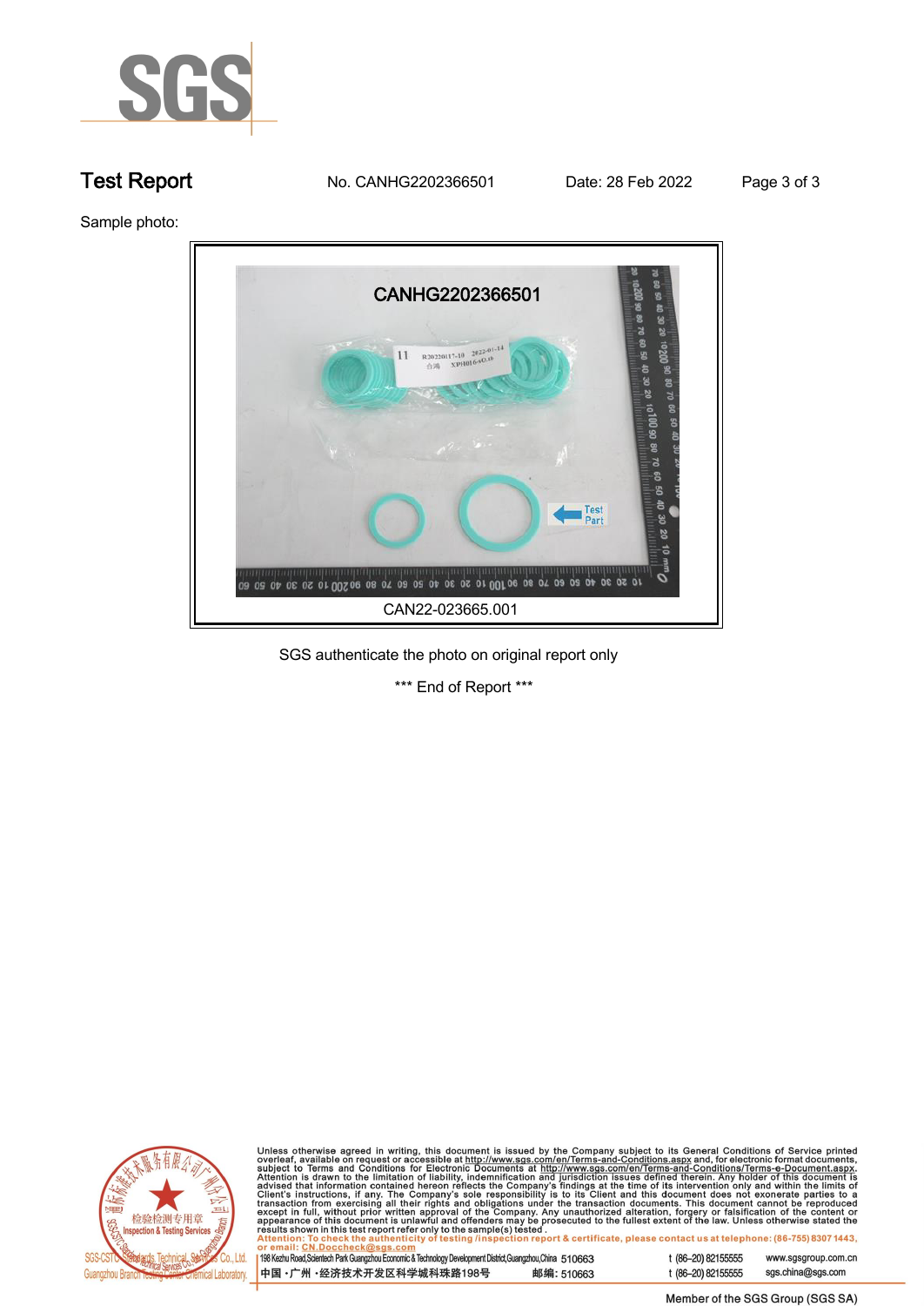# Test Report

No. CANHG2202366501 Date: 28 Feb 2022

Sample photo:

CANHG2202366501

CAN22-023665.001

SGS authenticate the photo on original report only

*** End of Report ***

Unless otherwise agreed in writing, this document is issued by the Company subject to its General Conditions of Service printed overleaf, available on request or accessible at http://www.sgs.com/en/Terms-and-Conditions.aspx and, for electronic format documents, subject to Terms and Conditions for Electronic Documents at http://www.sgs.com/en/Terms-and-Conditions/Terms-e-Document.aspx. Attention is drawn to the limitation of liability, indemnification and jurisdiction issues defined therein. Any holder of this document is advised that information contained hereon reflects the Company's findings at the time of its intervention only and within the limits of Client's instructions, if any. The Company's sole responsibility is to its Client and this document does not exonerate parties to a transaction from exercising all their rights and obligations under the transaction documents. This document cannot be reproduced except in full, without prior written approval of the Company. Any unauthorized alteration, forgery or falsification of the content or appearance of this document is unlawful and offenders may be prosecuted to the fullest extent of the law. Unless otherwise stated the results shown in this test report refer only to the sample(s) tested.

Attention: To check the authenticity of testing /inspection report & certificate, please contact us at telephone: (86-755) 8307 1443, or email: CN.Doccheck@sgs.com

198 Kezhu Road,Scientech Park Guangzhou Economic & Technology Development District,Guangzhou,China 510663 t (86-20) 82155555 www.sgsgroup.com.cn

中国 ·广州 ·经济技术开发区科学城科珠路198号 邮编: 510663 t (86-20) 82155555 sgs.china@sgs.com

Member of the SGS Group (SGS SA)